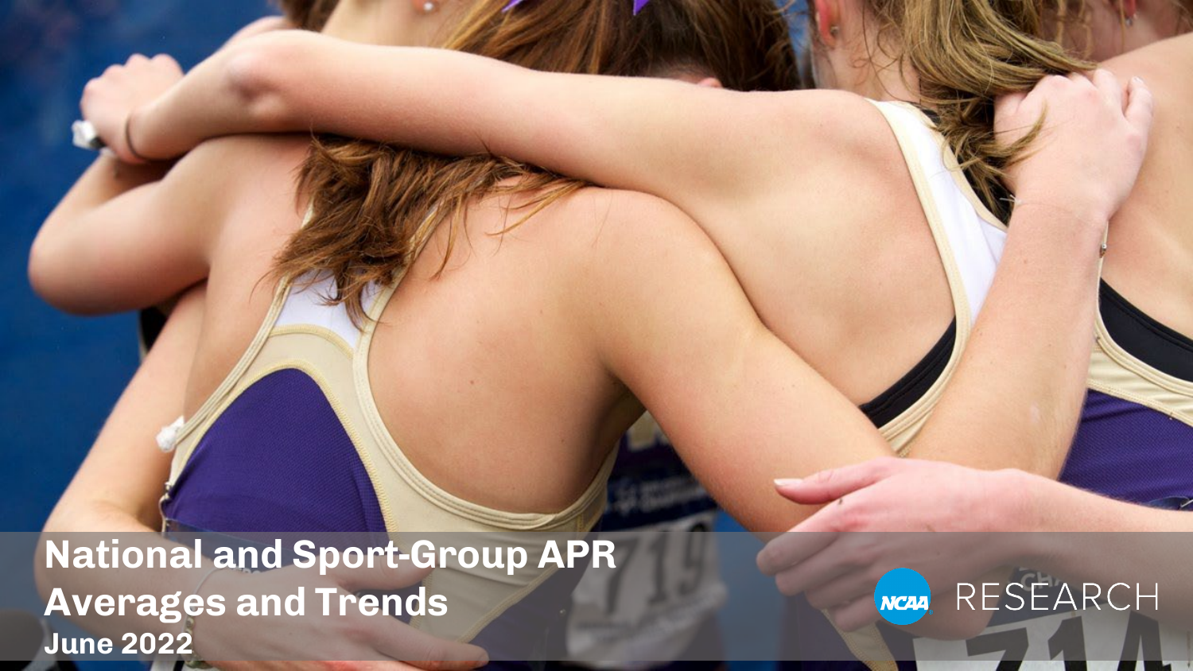# National and Sport-Group APR Averages and Trends

**June 2022**

NCAA RESEARCH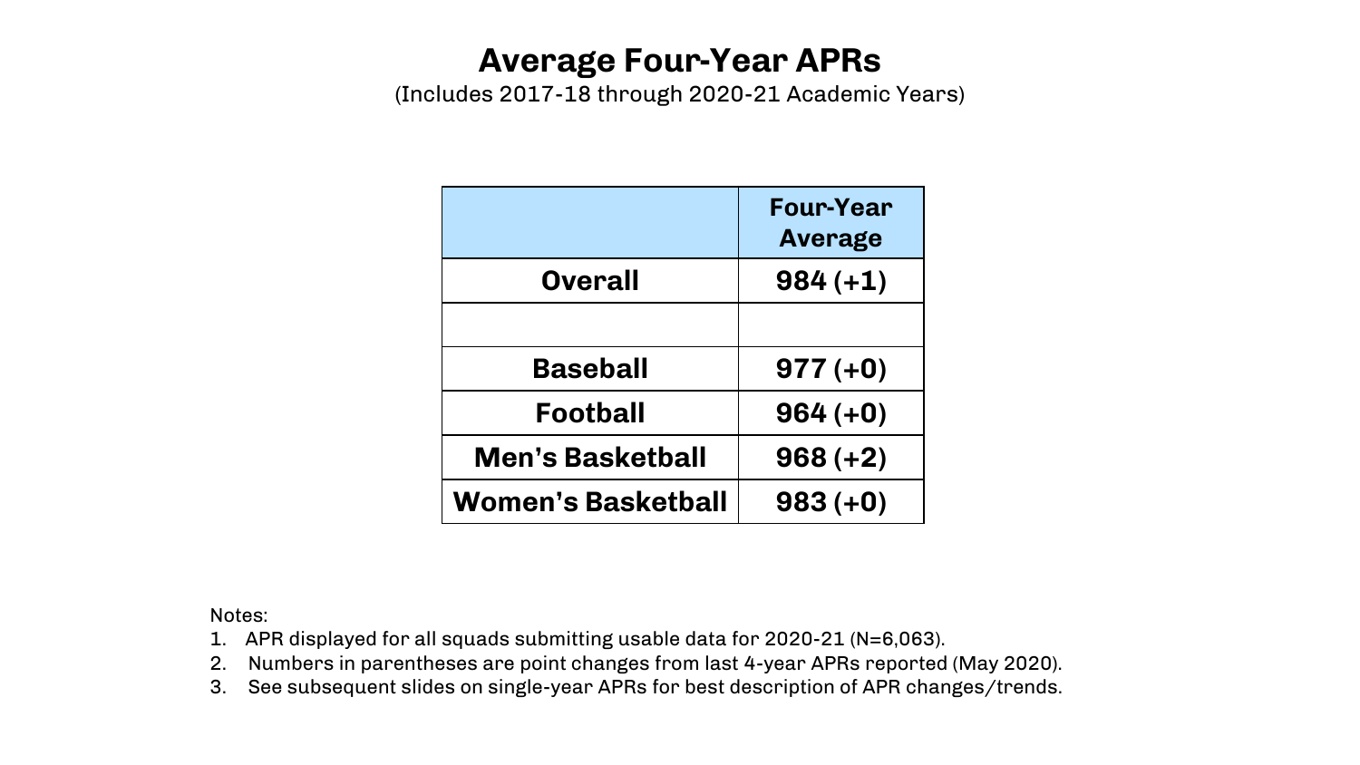# Average Four-Year APRs

(Includes 2017-18 through 2020-21 Academic Years)

| | Four-Year Average |
|---|---|
| **Overall** | **984 (+1)** |
| | |
| **Baseball** | **977 (+0)** |
| **Football** | **964 (+0)** |
| **Men's Basketball** | **968 (+2)** |
| **Women's Basketball** | **983 (+0)** |

Notes:

1. APR displayed for all squads submitting usable data for 2020-21 (N=6,063).
2. Numbers in parentheses are point changes from last 4-year APRs reported (May 2020).
3. See subsequent slides on single-year APRs for best description of APR changes/trends.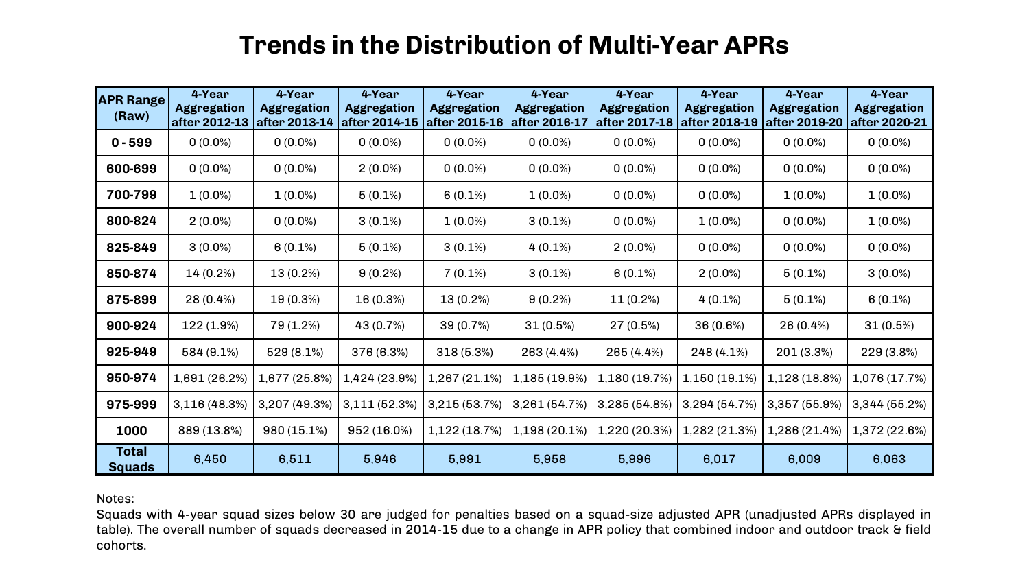# Trends in the Distribution of Multi-Year APRs

| APR Range (Raw) | 4-Year Aggregation after 2012-13 | 4-Year Aggregation after 2013-14 | 4-Year Aggregation after 2014-15 | 4-Year Aggregation after 2015-16 | 4-Year Aggregation after 2016-17 | 4-Year Aggregation after 2017-18 | 4-Year Aggregation after 2018-19 | 4-Year Aggregation after 2019-20 | 4-Year Aggregation after 2020-21 |
|---|---|---|---|---|---|---|---|---|---|
| **0 - 599** | 0 (0.0%) | 0 (0.0%) | 0 (0.0%) | 0 (0.0%) | 0 (0.0%) | 0 (0.0%) | 0 (0.0%) | 0 (0.0%) | 0 (0.0%) |
| **600-699** | 0 (0.0%) | 0 (0.0%) | 2 (0.0%) | 0 (0.0%) | 0 (0.0%) | 0 (0.0%) | 0 (0.0%) | 0 (0.0%) | 0 (0.0%) |
| **700-799** | 1 (0.0%) | 1 (0.0%) | 5 (0.1%) | 6 (0.1%) | 1 (0.0%) | 0 (0.0%) | 0 (0.0%) | 1 (0.0%) | 1 (0.0%) |
| **800-824** | 2 (0.0%) | 0 (0.0%) | 3 (0.1%) | 1 (0.0%) | 3 (0.1%) | 0 (0.0%) | 1 (0.0%) | 0 (0.0%) | 1 (0.0%) |
| **825-849** | 3 (0.0%) | 6 (0.1%) | 5 (0.1%) | 3 (0.1%) | 4 (0.1%) | 2 (0.0%) | 0 (0.0%) | 0 (0.0%) | 0 (0.0%) |
| **850-874** | 14 (0.2%) | 13 (0.2%) | 9 (0.2%) | 7 (0.1%) | 3 (0.1%) | 6 (0.1%) | 2 (0.0%) | 5 (0.1%) | 3 (0.0%) |
| **875-899** | 28 (0.4%) | 19 (0.3%) | 16 (0.3%) | 13 (0.2%) | 9 (0.2%) | 11 (0.2%) | 4 (0.1%) | 5 (0.1%) | 6 (0.1%) |
| **900-924** | 122 (1.9%) | 79 (1.2%) | 43 (0.7%) | 39 (0.7%) | 31 (0.5%) | 27 (0.5%) | 36 (0.6%) | 26 (0.4%) | 31 (0.5%) |
| **925-949** | 584 (9.1%) | 529 (8.1%) | 376 (6.3%) | 318 (5.3%) | 263 (4.4%) | 265 (4.4%) | 248 (4.1%) | 201 (3.3%) | 229 (3.8%) |
| **950-974** | 1,691 (26.2%) | 1,677 (25.8%) | 1,424 (23.9%) | 1,267 (21.1%) | 1,185 (19.9%) | 1,180 (19.7%) | 1,150 (19.1%) | 1,128 (18.8%) | 1,076 (17.7%) |
| **975-999** | 3,116 (48.3%) | 3,207 (49.3%) | 3,111 (52.3%) | 3,215 (53.7%) | 3,261 (54.7%) | 3,285 (54.8%) | 3,294 (54.7%) | 3,357 (55.9%) | 3,344 (55.2%) |
| **1000** | 889 (13.8%) | 980 (15.1%) | 952 (16.0%) | 1,122 (18.7%) | 1,198 (20.1%) | 1,220 (20.3%) | 1,282 (21.3%) | 1,286 (21.4%) | 1,372 (22.6%) |
| **Total Squads** | 6,450 | 6,511 | 5,946 | 5,991 | 5,958 | 5,996 | 6,017 | 6,009 | 6,063 |

Notes:

Squads with 4-year squad sizes below 30 are judged for penalties based on a squad-size adjusted APR (unadjusted APRs displayed in table). The overall number of squads decreased in 2014-15 due to a change in APR policy that combined indoor and outdoor track & field cohorts.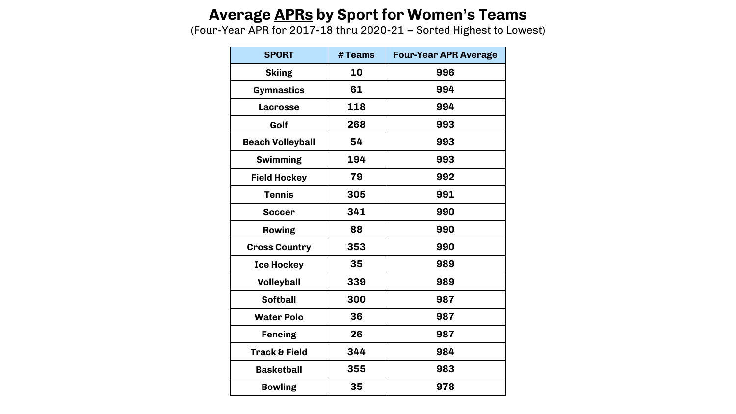# Average APRs by Sport for Women's Teams

(Four-Year APR for 2017-18 thru 2020-21 – Sorted Highest to Lowest)

| SPORT | # Teams | Four-Year APR Average |
|---|---|---|
| Skiing | 10 | 996 |
| Gymnastics | 61 | 994 |
| Lacrosse | 118 | 994 |
| Golf | 268 | 993 |
| Beach Volleyball | 54 | 993 |
| Swimming | 194 | 993 |
| Field Hockey | 79 | 992 |
| Tennis | 305 | 991 |
| Soccer | 341 | 990 |
| Rowing | 88 | 990 |
| Cross Country | 353 | 990 |
| Ice Hockey | 35 | 989 |
| Volleyball | 339 | 989 |
| Softball | 300 | 987 |
| Water Polo | 36 | 987 |
| Fencing | 26 | 987 |
| Track & Field | 344 | 984 |
| Basketball | 355 | 983 |
| Bowling | 35 | 978 |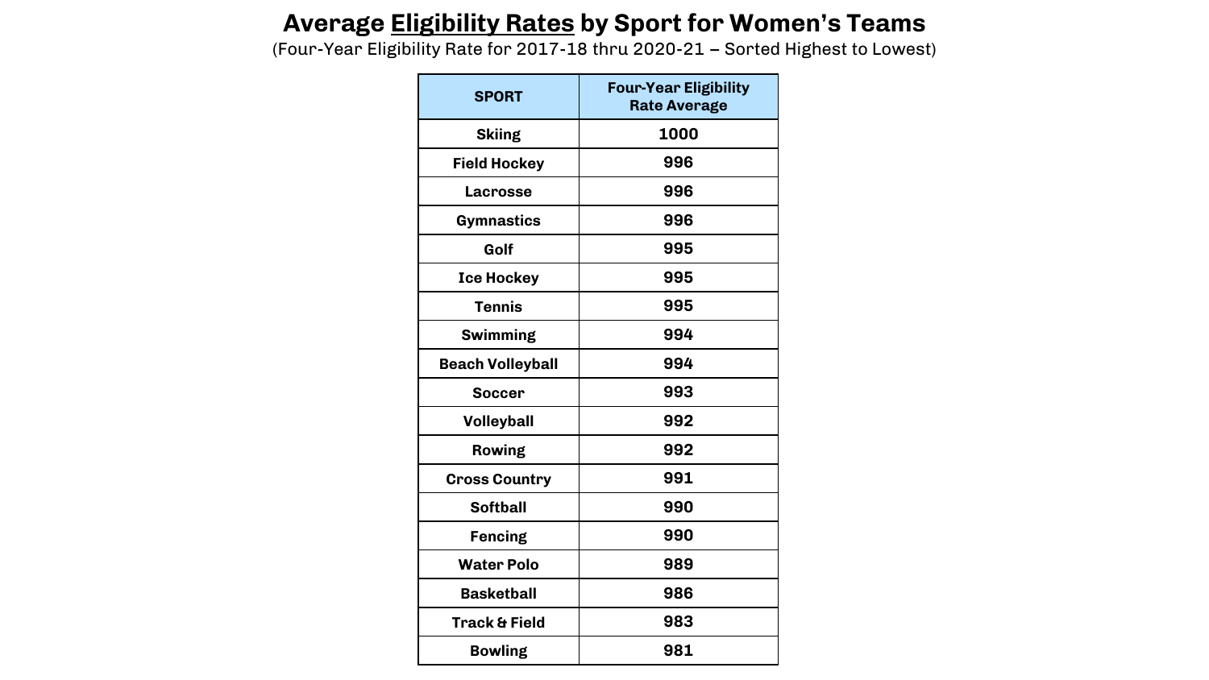# Average Eligibility Rates by Sport for Women's Teams

(Four-Year Eligibility Rate for 2017-18 thru 2020-21 – Sorted Highest to Lowest)

| SPORT | Four-Year Eligibility Rate Average |
|---|---|
| Skiing | 1000 |
| Field Hockey | 996 |
| Lacrosse | 996 |
| Gymnastics | 996 |
| Golf | 995 |
| Ice Hockey | 995 |
| Tennis | 995 |
| Swimming | 994 |
| Beach Volleyball | 994 |
| Soccer | 993 |
| Volleyball | 992 |
| Rowing | 992 |
| Cross Country | 991 |
| Softball | 990 |
| Fencing | 990 |
| Water Polo | 989 |
| Basketball | 986 |
| Track & Field | 983 |
| Bowling | 981 |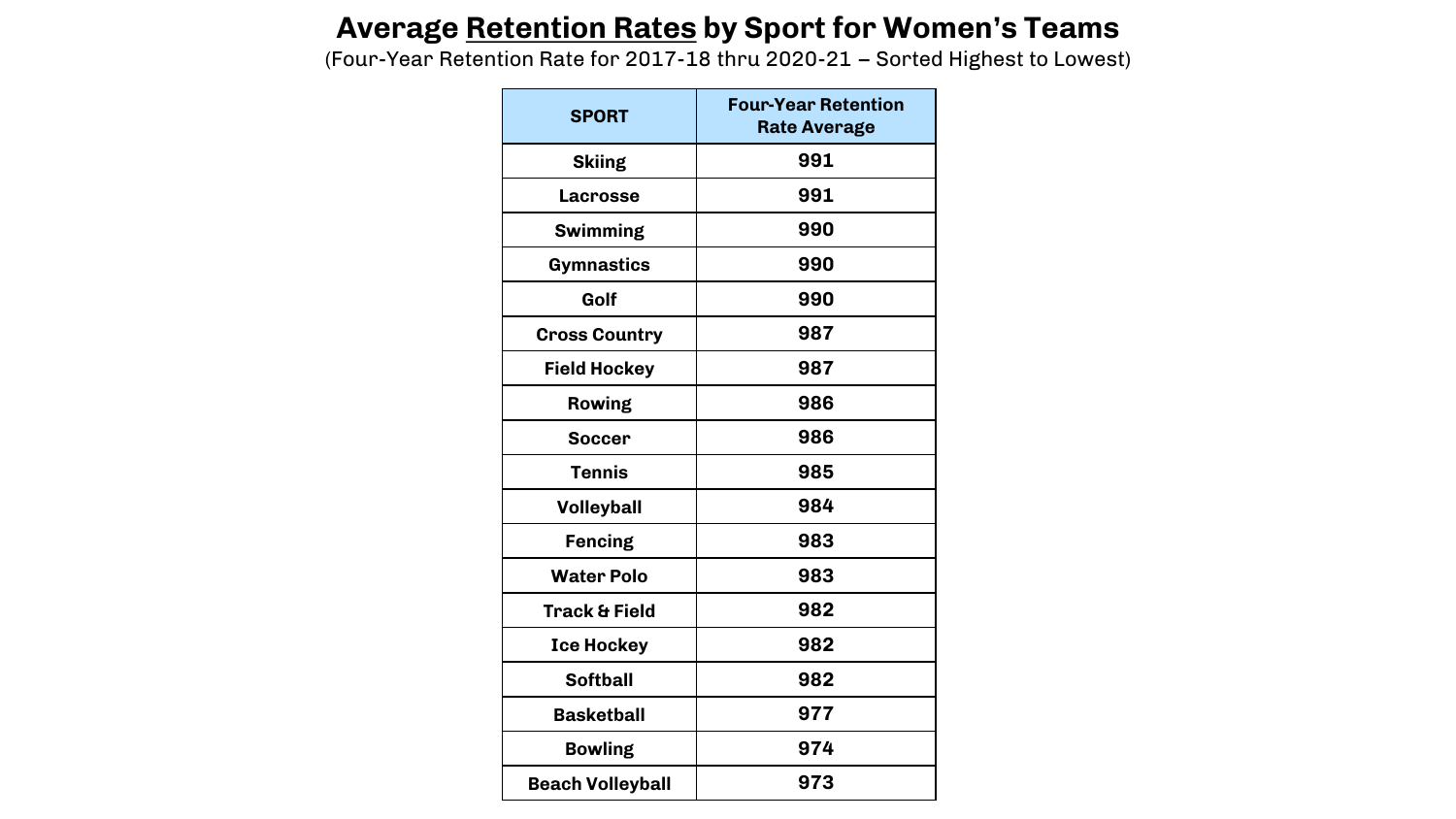# Average **Retention Rates** by Sport for Women's Teams

(Four-Year Retention Rate for 2017-18 thru 2020-21 – Sorted Highest to Lowest)

| SPORT | Four-Year Retention Rate Average |
|---|---|
| Skiing | 991 |
| Lacrosse | 991 |
| Swimming | 990 |
| Gymnastics | 990 |
| Golf | 990 |
| Cross Country | 987 |
| Field Hockey | 987 |
| Rowing | 986 |
| Soccer | 986 |
| Tennis | 985 |
| Volleyball | 984 |
| Fencing | 983 |
| Water Polo | 983 |
| Track & Field | 982 |
| Ice Hockey | 982 |
| Softball | 982 |
| Basketball | 977 |
| Bowling | 974 |
| Beach Volleyball | 973 |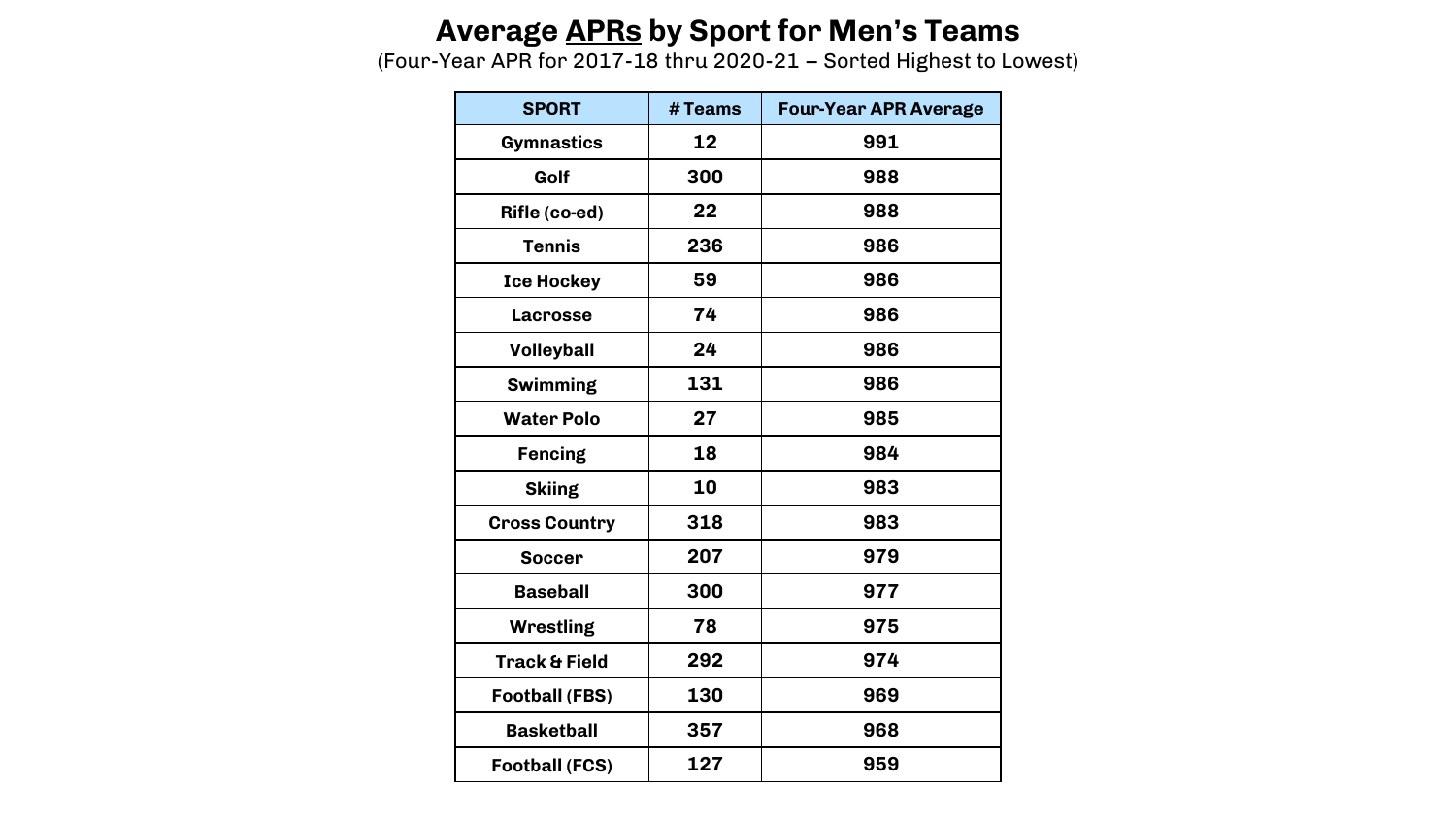# Average APRs by Sport for Men's Teams

(Four-Year APR for 2017-18 thru 2020-21 – Sorted Highest to Lowest)

| SPORT | # Teams | Four-Year APR Average |
|---|---|---|
| Gymnastics | 12 | 991 |
| Golf | 300 | 988 |
| Rifle (co-ed) | 22 | 988 |
| Tennis | 236 | 986 |
| Ice Hockey | 59 | 986 |
| Lacrosse | 74 | 986 |
| Volleyball | 24 | 986 |
| Swimming | 131 | 986 |
| Water Polo | 27 | 985 |
| Fencing | 18 | 984 |
| Skiing | 10 | 983 |
| Cross Country | 318 | 983 |
| Soccer | 207 | 979 |
| Baseball | 300 | 977 |
| Wrestling | 78 | 975 |
| Track & Field | 292 | 974 |
| Football (FBS) | 130 | 969 |
| Basketball | 357 | 968 |
| Football (FCS) | 127 | 959 |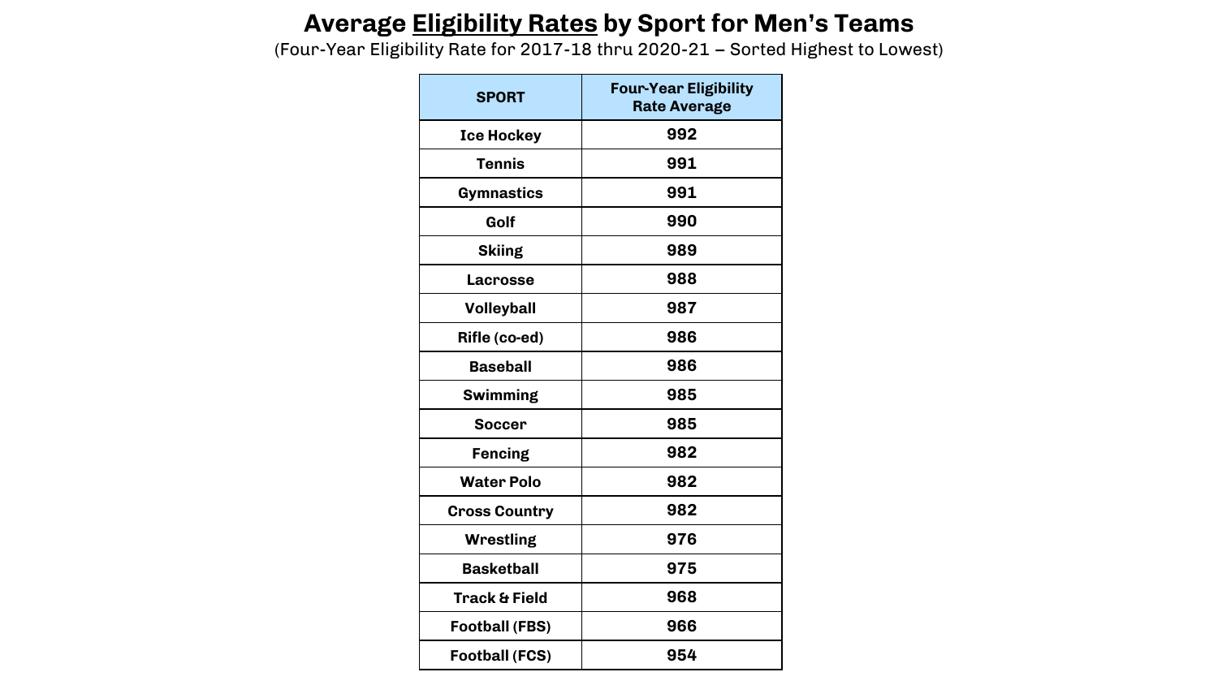# Average <u>Eligibility Rates</u> by Sport for Men's Teams

(Four-Year Eligibility Rate for 2017-18 thru 2020-21 – Sorted Highest to Lowest)

| SPORT | Four-Year Eligibility Rate Average |
|---|---|
| **Ice Hockey** | **992** |
| **Tennis** | **991** |
| **Gymnastics** | **991** |
| **Golf** | **990** |
| **Skiing** | **989** |
| **Lacrosse** | **988** |
| **Volleyball** | **987** |
| **Rifle (co-ed)** | **986** |
| **Baseball** | **986** |
| **Swimming** | **985** |
| **Soccer** | **985** |
| **Fencing** | **982** |
| **Water Polo** | **982** |
| **Cross Country** | **982** |
| **Wrestling** | **976** |
| **Basketball** | **975** |
| **Track & Field** | **968** |
| **Football (FBS)** | **966** |
| **Football (FCS)** | **954** |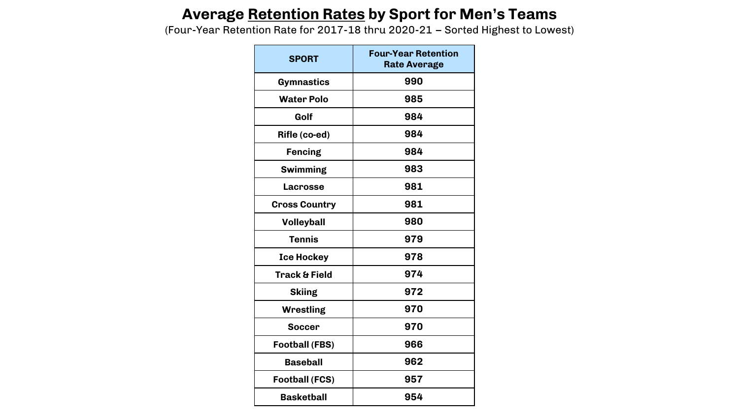# Average Retention Rates by Sport for Men's Teams

(Four-Year Retention Rate for 2017-18 thru 2020-21 – Sorted Highest to Lowest)

| SPORT | Four-Year Retention Rate Average |
|---|---|
| Gymnastics | 990 |
| Water Polo | 985 |
| Golf | 984 |
| Rifle (co-ed) | 984 |
| Fencing | 984 |
| Swimming | 983 |
| Lacrosse | 981 |
| Cross Country | 981 |
| Volleyball | 980 |
| Tennis | 979 |
| Ice Hockey | 978 |
| Track & Field | 974 |
| Skiing | 972 |
| Wrestling | 970 |
| Soccer | 970 |
| Football (FBS) | 966 |
| Baseball | 962 |
| Football (FCS) | 957 |
| Basketball | 954 |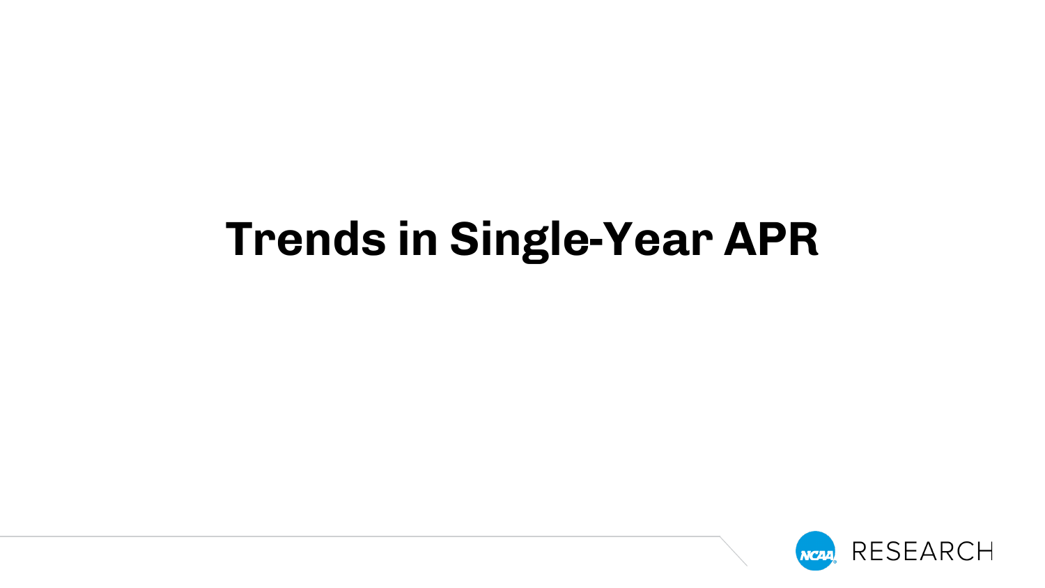# Trends in Single-Year APR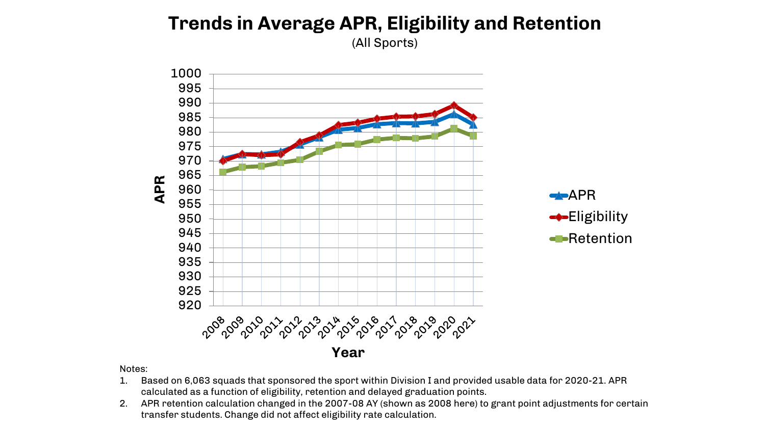# Trends in Average APR, Eligibility and Retention

(All Sports)

Notes:

1. Based on 6,063 squads that sponsored the sport within Division I and provided usable data for 2020-21. APR calculated as a function of eligibility, retention and delayed graduation points.
2. APR retention calculation changed in the 2007-08 AY (shown as 2008 here) to grant point adjustments for certain transfer students. Change did not affect eligibility rate calculation.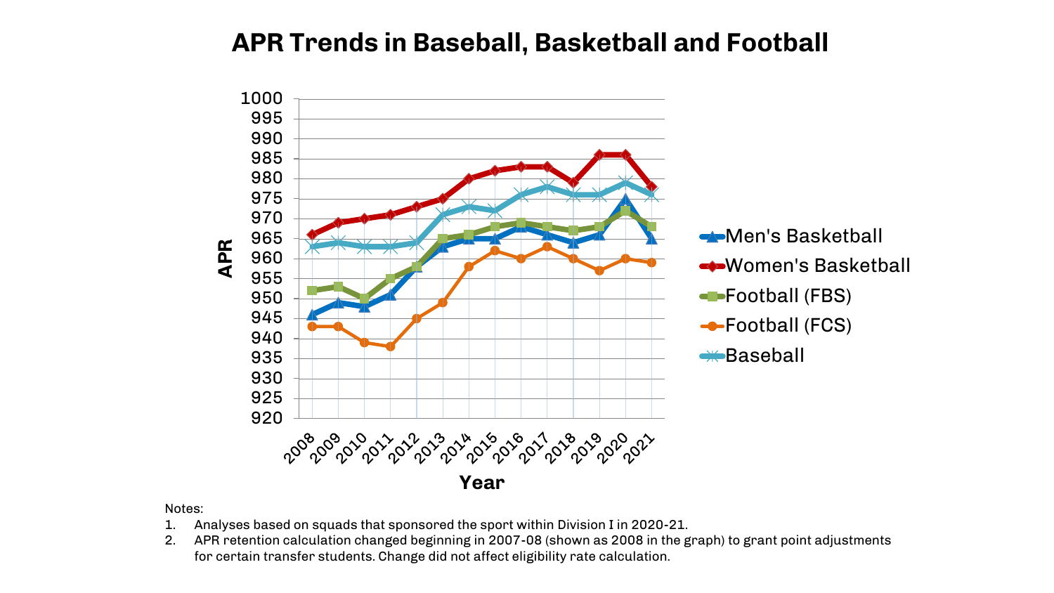# APR Trends in Baseball, Basketball and Football

Notes:

1. Analyses based on squads that sponsored the sport within Division I in 2020-21.
2. APR retention calculation changed beginning in 2007-08 (shown as 2008 in the graph) to grant point adjustments for certain transfer students. Change did not affect eligibility rate calculation.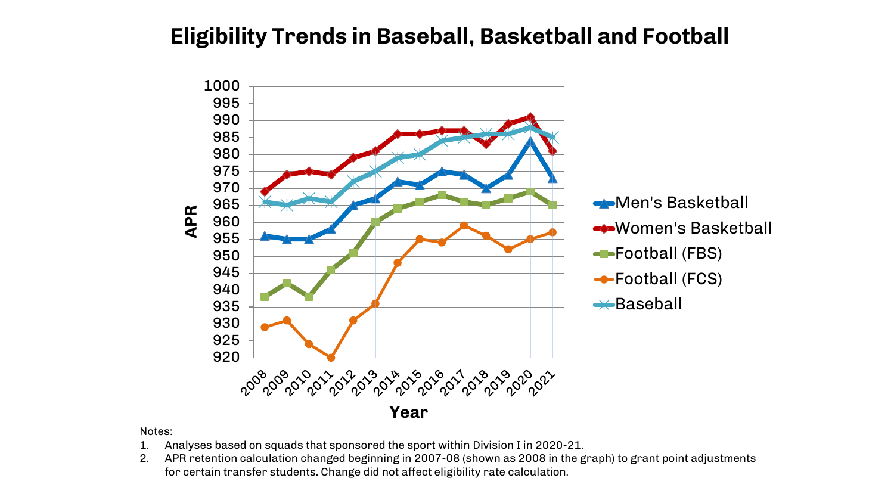# Eligibility Trends in Baseball, Basketball and Football

Notes:

1. Analyses based on squads that sponsored the sport within Division I in 2020-21.
2. APR retention calculation changed beginning in 2007-08 (shown as 2008 in the graph) to grant point adjustments for certain transfer students. Change did not affect eligibility rate calculation.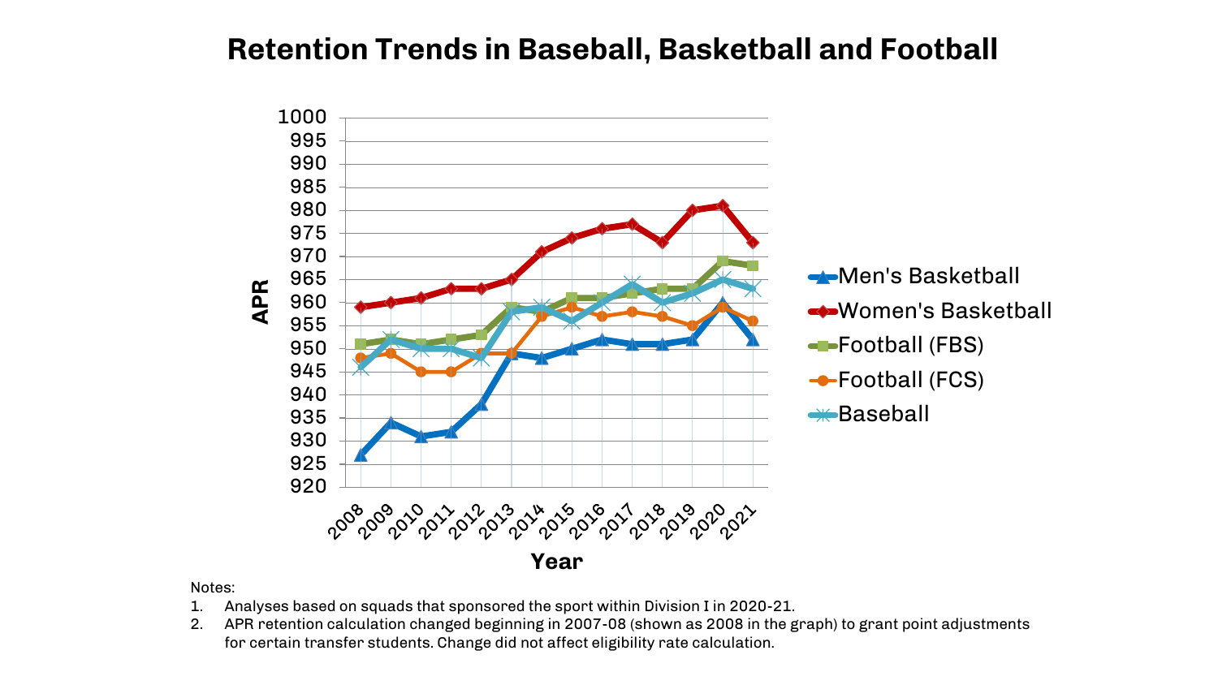# Retention Trends in Baseball, Basketball and Football

Notes:

1. Analyses based on squads that sponsored the sport within Division I in 2020-21.
2. APR retention calculation changed beginning in 2007-08 (shown as 2008 in the graph) to grant point adjustments for certain transfer students. Change did not affect eligibility rate calculation.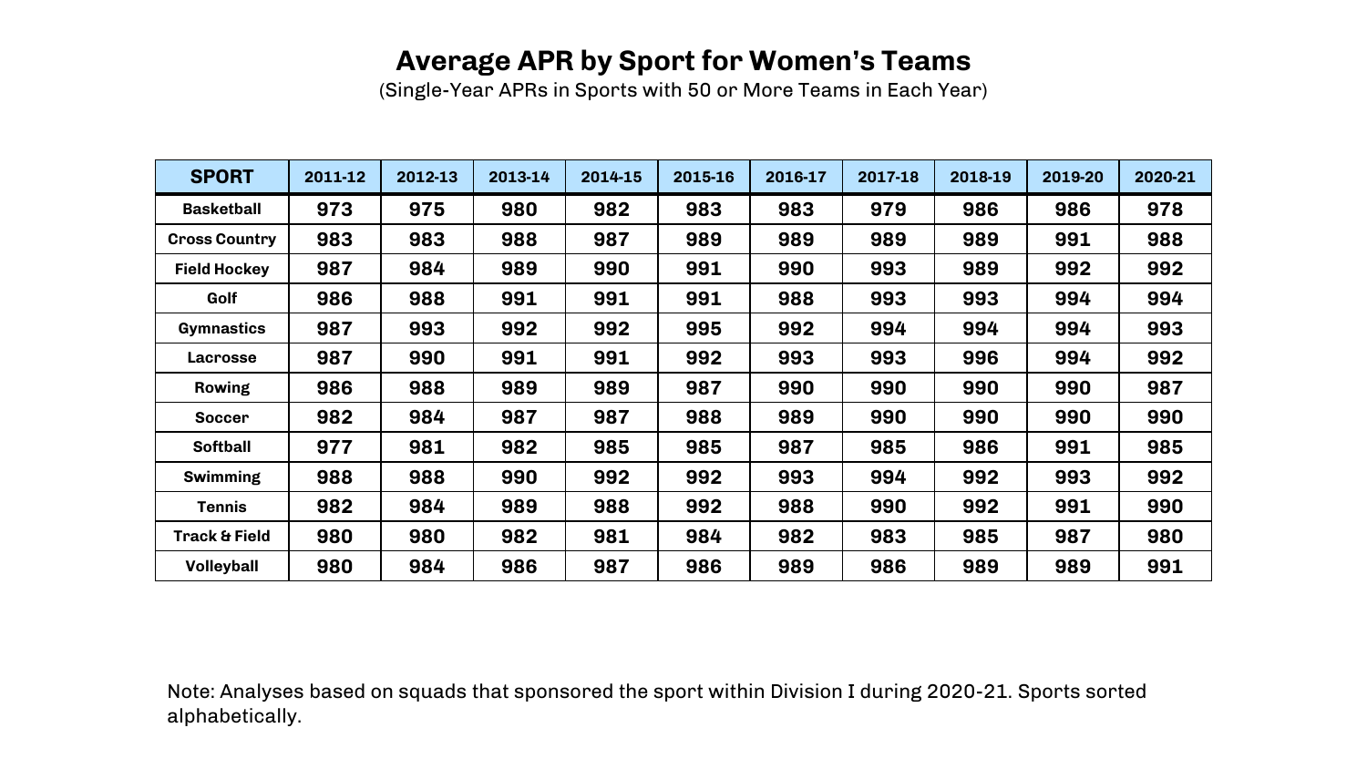# Average APR by Sport for Women's Teams

(Single-Year APRs in Sports with 50 or More Teams in Each Year)

| SPORT | 2011-12 | 2012-13 | 2013-14 | 2014-15 | 2015-16 | 2016-17 | 2017-18 | 2018-19 | 2019-20 | 2020-21 |
|---|---|---|---|---|---|---|---|---|---|---|
| Basketball | 973 | 975 | 980 | 982 | 983 | 983 | 979 | 986 | 986 | 978 |
| Cross Country | 983 | 983 | 988 | 987 | 989 | 989 | 989 | 989 | 991 | 988 |
| Field Hockey | 987 | 984 | 989 | 990 | 991 | 990 | 993 | 989 | 992 | 992 |
| Golf | 986 | 988 | 991 | 991 | 991 | 988 | 993 | 993 | 994 | 994 |
| Gymnastics | 987 | 993 | 992 | 992 | 995 | 992 | 994 | 994 | 994 | 993 |
| Lacrosse | 987 | 990 | 991 | 991 | 992 | 993 | 993 | 996 | 994 | 992 |
| Rowing | 986 | 988 | 989 | 989 | 987 | 990 | 990 | 990 | 990 | 987 |
| Soccer | 982 | 984 | 987 | 987 | 988 | 989 | 990 | 990 | 990 | 990 |
| Softball | 977 | 981 | 982 | 985 | 985 | 987 | 985 | 986 | 991 | 985 |
| Swimming | 988 | 988 | 990 | 992 | 992 | 993 | 994 | 992 | 993 | 992 |
| Tennis | 982 | 984 | 989 | 988 | 992 | 988 | 990 | 992 | 991 | 990 |
| Track & Field | 980 | 980 | 982 | 981 | 984 | 982 | 983 | 985 | 987 | 980 |
| Volleyball | 980 | 984 | 986 | 987 | 986 | 989 | 986 | 989 | 989 | 991 |

Note: Analyses based on squads that sponsored the sport within Division I during 2020-21. Sports sorted alphabetically.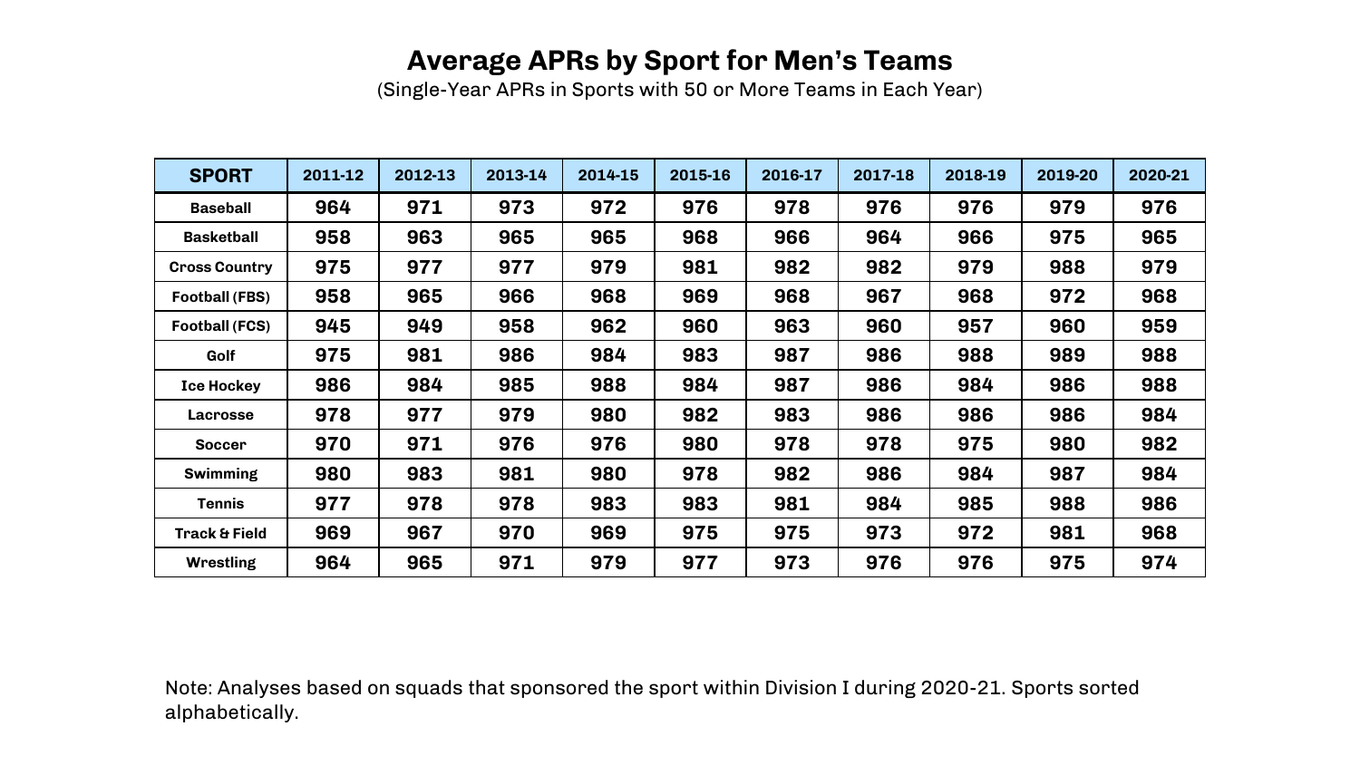## Average APRs by Sport for Men's Teams

(Single-Year APRs in Sports with 50 or More Teams in Each Year)

| SPORT | 2011-12 | 2012-13 | 2013-14 | 2014-15 | 2015-16 | 2016-17 | 2017-18 | 2018-19 | 2019-20 | 2020-21 |
|---|---|---|---|---|---|---|---|---|---|---|
| Baseball | 964 | 971 | 973 | 972 | 976 | 978 | 976 | 976 | 979 | 976 |
| Basketball | 958 | 963 | 965 | 965 | 968 | 966 | 964 | 966 | 975 | 965 |
| Cross Country | 975 | 977 | 977 | 979 | 981 | 982 | 982 | 979 | 988 | 979 |
| Football (FBS) | 958 | 965 | 966 | 968 | 969 | 968 | 967 | 968 | 972 | 968 |
| Football (FCS) | 945 | 949 | 958 | 962 | 960 | 963 | 960 | 957 | 960 | 959 |
| Golf | 975 | 981 | 986 | 984 | 983 | 987 | 986 | 988 | 989 | 988 |
| Ice Hockey | 986 | 984 | 985 | 988 | 984 | 987 | 986 | 984 | 986 | 988 |
| Lacrosse | 978 | 977 | 979 | 980 | 982 | 983 | 986 | 986 | 986 | 984 |
| Soccer | 970 | 971 | 976 | 976 | 980 | 978 | 978 | 975 | 980 | 982 |
| Swimming | 980 | 983 | 981 | 980 | 978 | 982 | 986 | 984 | 987 | 984 |
| Tennis | 977 | 978 | 978 | 983 | 983 | 981 | 984 | 985 | 988 | 986 |
| Track & Field | 969 | 967 | 970 | 969 | 975 | 975 | 973 | 972 | 981 | 968 |
| Wrestling | 964 | 965 | 971 | 979 | 977 | 973 | 976 | 976 | 975 | 974 |

Note: Analyses based on squads that sponsored the sport within Division I during 2020-21. Sports sorted alphabetically.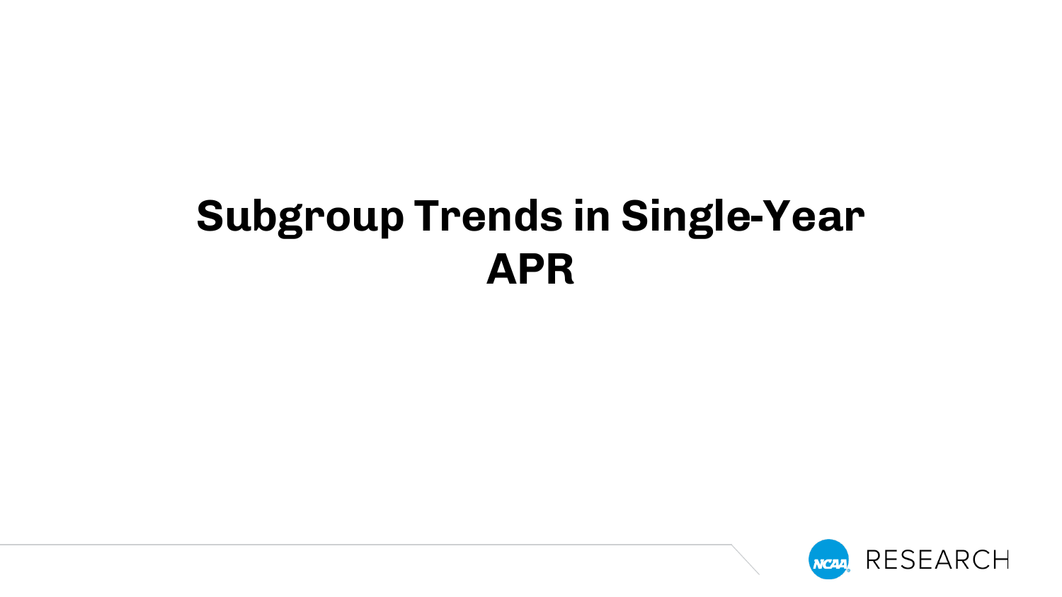# Subgroup Trends in Single-Year APR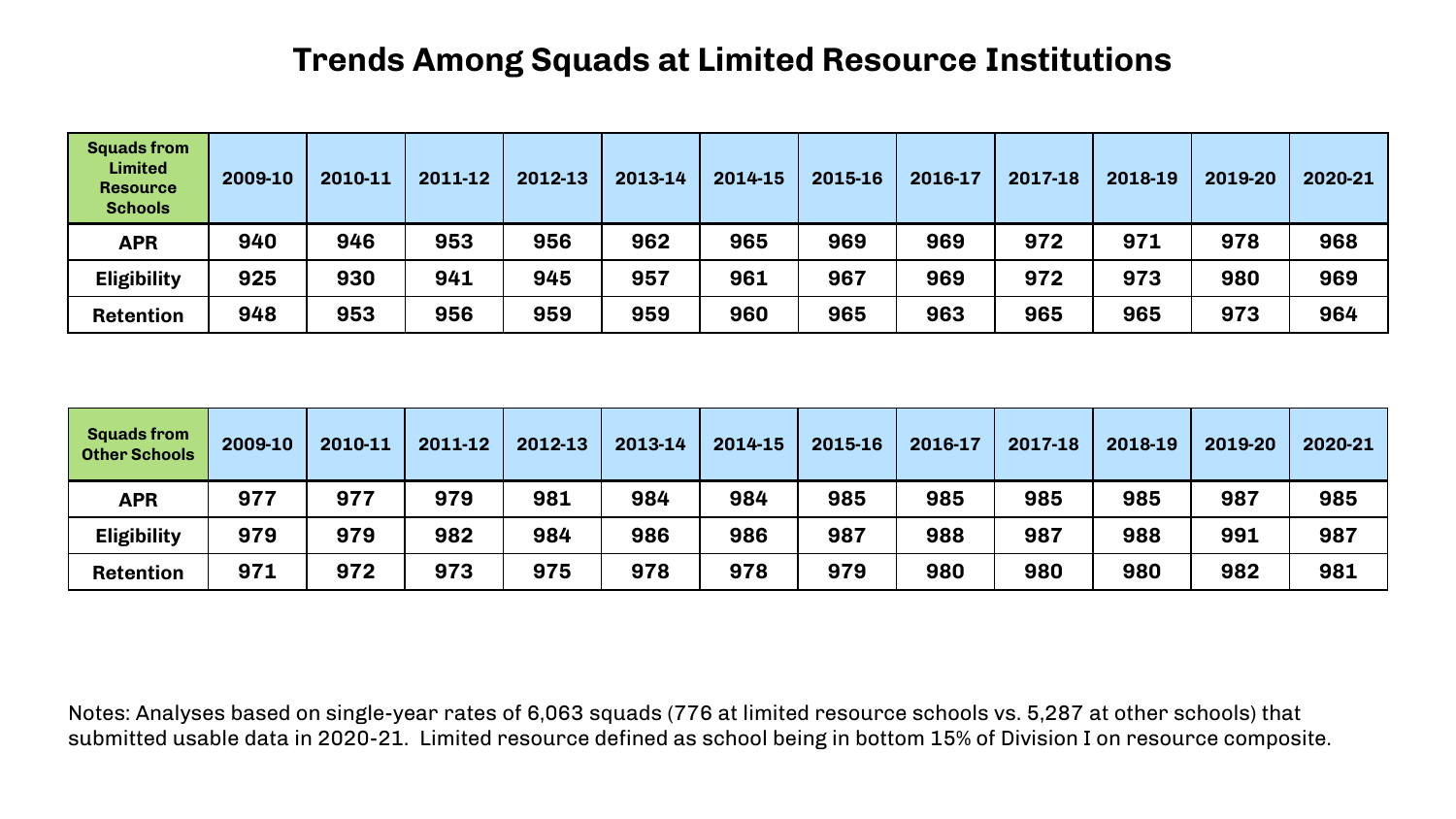# Trends Among Squads at Limited Resource Institutions

| Squads from Limited Resource Schools | 2009-10 | 2010-11 | 2011-12 | 2012-13 | 2013-14 | 2014-15 | 2015-16 | 2016-17 | 2017-18 | 2018-19 | 2019-20 | 2020-21 |
|---|---|---|---|---|---|---|---|---|---|---|---|---|
| APR | 940 | 946 | 953 | 956 | 962 | 965 | 969 | 969 | 972 | 971 | 978 | 968 |
| Eligibility | 925 | 930 | 941 | 945 | 957 | 961 | 967 | 969 | 972 | 973 | 980 | 969 |
| Retention | 948 | 953 | 956 | 959 | 959 | 960 | 965 | 963 | 965 | 965 | 973 | 964 |

| Squads from Other Schools | 2009-10 | 2010-11 | 2011-12 | 2012-13 | 2013-14 | 2014-15 | 2015-16 | 2016-17 | 2017-18 | 2018-19 | 2019-20 | 2020-21 |
|---|---|---|---|---|---|---|---|---|---|---|---|---|
| APR | 977 | 977 | 979 | 981 | 984 | 984 | 985 | 985 | 985 | 985 | 987 | 985 |
| Eligibility | 979 | 979 | 982 | 984 | 986 | 986 | 987 | 988 | 987 | 988 | 991 | 987 |
| Retention | 971 | 972 | 973 | 975 | 978 | 978 | 979 | 980 | 980 | 980 | 982 | 981 |

Notes: Analyses based on single-year rates of 6,063 squads (776 at limited resource schools vs. 5,287 at other schools) that submitted usable data in 2020-21. Limited resource defined as school being in bottom 15% of Division I on resource composite.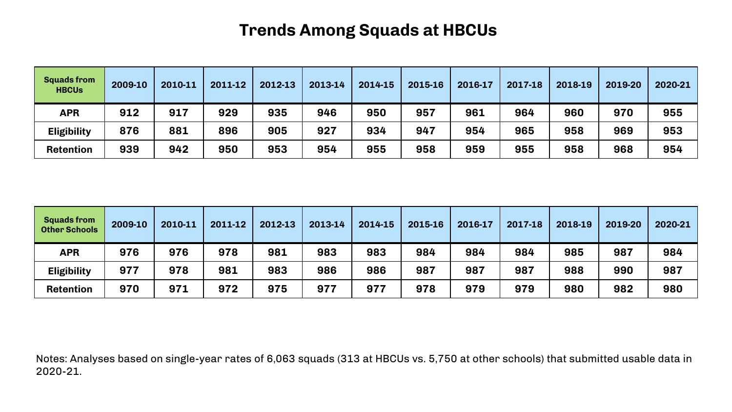# Trends Among Squads at HBCUs

| Squads from HBCUs | 2009-10 | 2010-11 | 2011-12 | 2012-13 | 2013-14 | 2014-15 | 2015-16 | 2016-17 | 2017-18 | 2018-19 | 2019-20 | 2020-21 |
|---|---|---|---|---|---|---|---|---|---|---|---|---|
| APR | 912 | 917 | 929 | 935 | 946 | 950 | 957 | 961 | 964 | 960 | 970 | 955 |
| Eligibility | 876 | 881 | 896 | 905 | 927 | 934 | 947 | 954 | 965 | 958 | 969 | 953 |
| Retention | 939 | 942 | 950 | 953 | 954 | 955 | 958 | 959 | 955 | 958 | 968 | 954 |

| Squads from Other Schools | 2009-10 | 2010-11 | 2011-12 | 2012-13 | 2013-14 | 2014-15 | 2015-16 | 2016-17 | 2017-18 | 2018-19 | 2019-20 | 2020-21 |
|---|---|---|---|---|---|---|---|---|---|---|---|---|
| APR | 976 | 976 | 978 | 981 | 983 | 983 | 984 | 984 | 984 | 985 | 987 | 984 |
| Eligibility | 977 | 978 | 981 | 983 | 986 | 986 | 987 | 987 | 987 | 988 | 990 | 987 |
| Retention | 970 | 971 | 972 | 975 | 977 | 977 | 978 | 979 | 979 | 980 | 982 | 980 |

Notes: Analyses based on single-year rates of 6,063 squads (313 at HBCUs vs. 5,750 at other schools) that submitted usable data in 2020-21.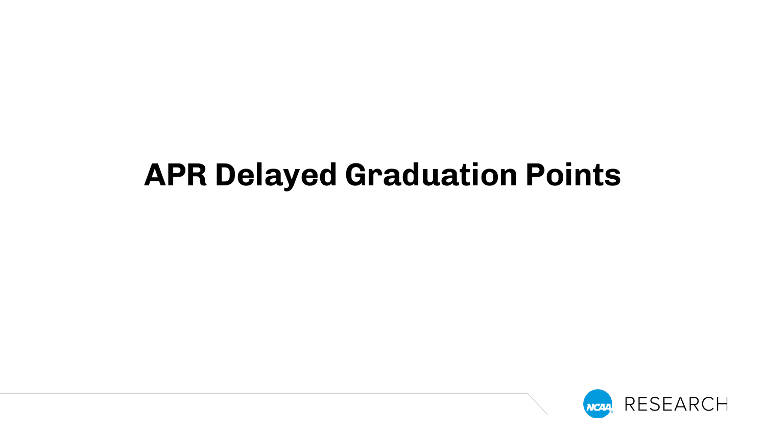# APR Delayed Graduation Points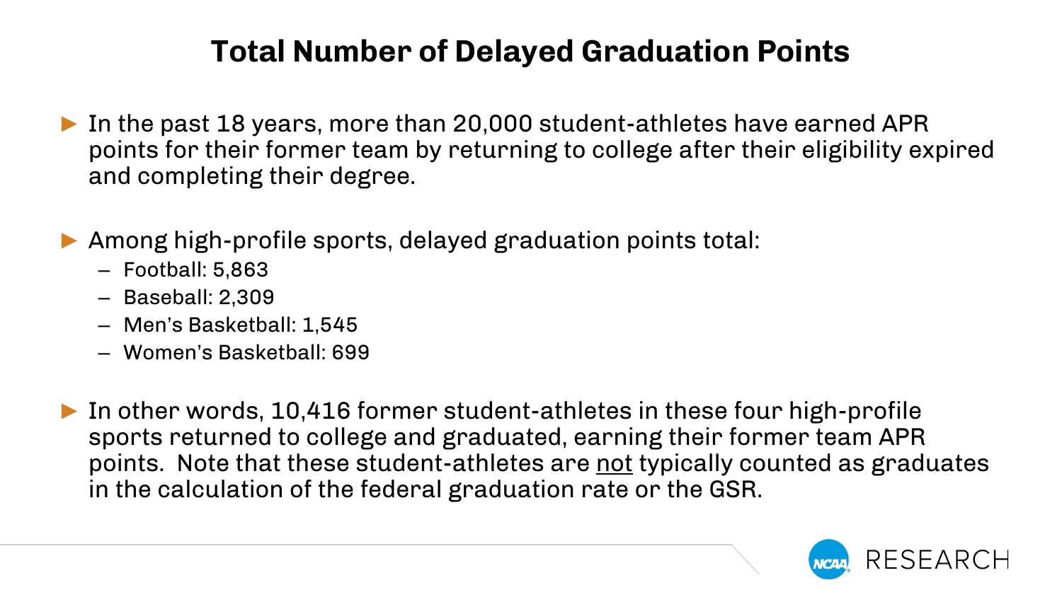# Total Number of Delayed Graduation Points

- In the past 18 years, more than 20,000 student-athletes have earned APR points for their former team by returning to college after their eligibility expired and completing their degree.

- Among high-profile sports, delayed graduation points total:
  - Football: 5,863
  - Baseball: 2,309
  - Men's Basketball: 1,545
  - Women's Basketball: 699

- In other words, 10,416 former student-athletes in these four high-profile sports returned to college and graduated, earning their former team APR points. Note that these student-athletes are <u>not</u> typically counted as graduates in the calculation of the federal graduation rate or the GSR.

NCAA RESEARCH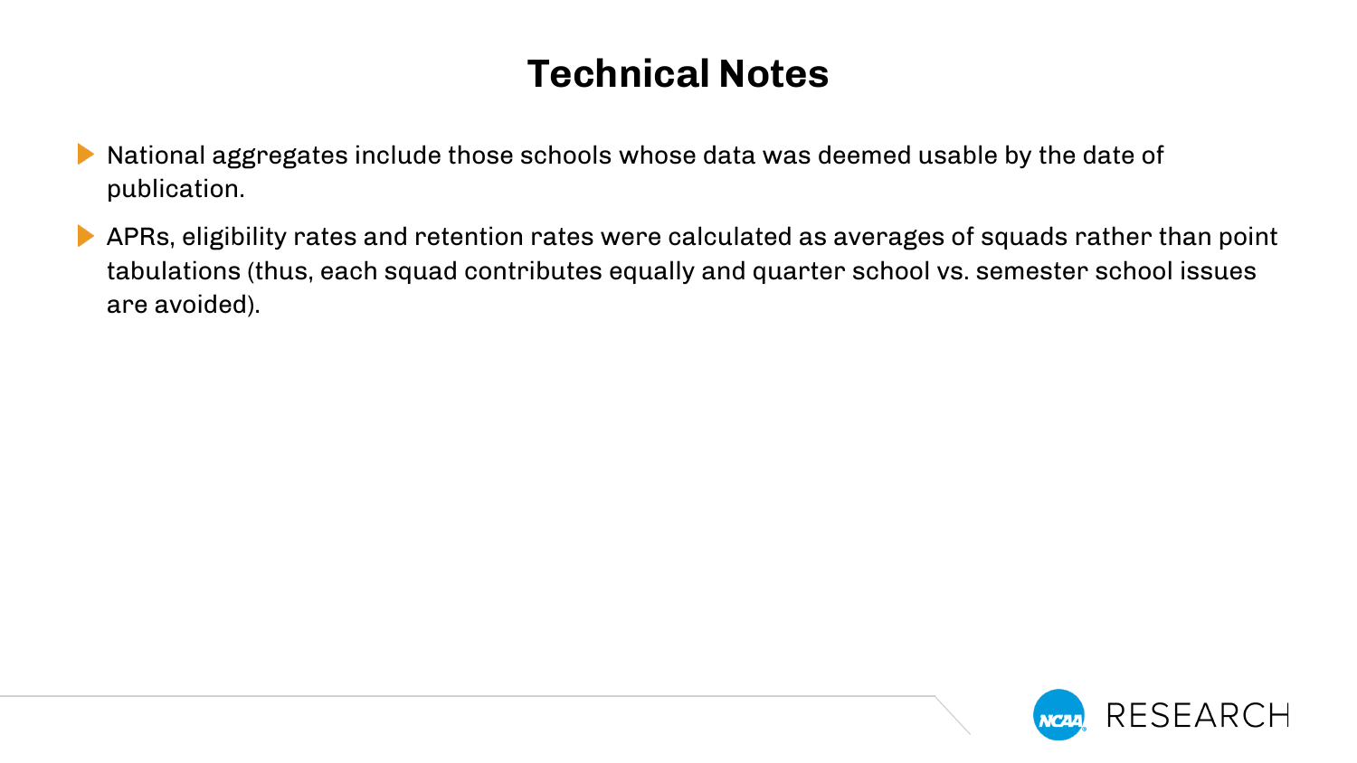# Technical Notes

- National aggregates include those schools whose data was deemed usable by the date of publication.
- APRs, eligibility rates and retention rates were calculated as averages of squads rather than point tabulations (thus, each squad contributes equally and quarter school vs. semester school issues are avoided).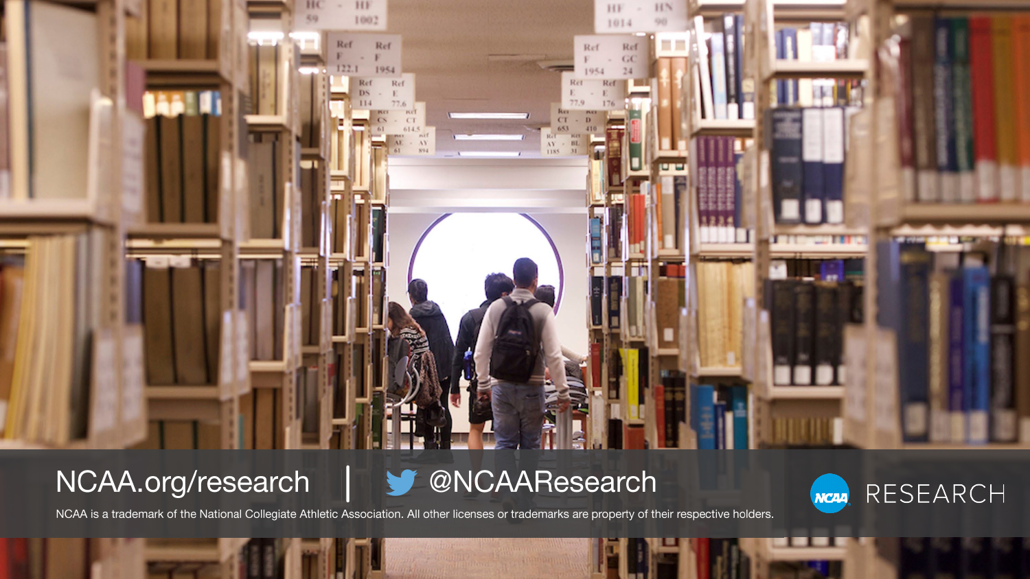NCAA.org/research | @NCAAResearch

NCAA is a trademark of the National Collegiate Athletic Association. All other licenses or trademarks are property of their respective holders.

NCAA RESEARCH